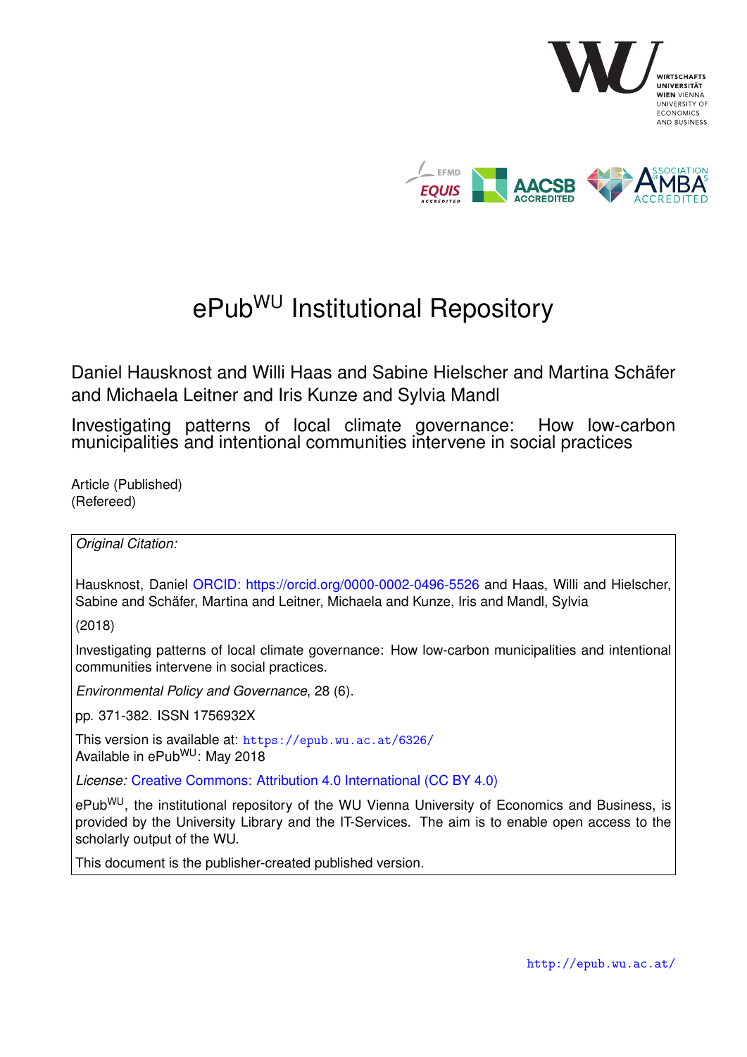# ePub[WU] Institutional Repository

Daniel Hausknost and Willi Haas and Sabine Hielscher and Martina Schäfer and Michaela Leitner and Iris Kunze and Sylvia Mandl

Investigating patterns of local climate governance: How low-carbon municipalities and intentional communities intervene in social practices

Article (Published)
(Refereed)

*Original Citation:*

Hausknost, Daniel ORCID: https://orcid.org/0000-0002-0496-5526 and Haas, Willi and Hielscher, Sabine and Schäfer, Martina and Leitner, Michaela and Kunze, Iris and Mandl, Sylvia

(2018)

Investigating patterns of local climate governance: How low-carbon municipalities and intentional communities intervene in social practices.

*Environmental Policy and Governance*, 28 (6).

pp. 371-382. ISSN 1756932X

This version is available at: https://epub.wu.ac.at/6326/
Available in ePub[WU]: May 2018

*License:* Creative Commons: Attribution 4.0 International (CC BY 4.0)

ePub[WU], the institutional repository of the WU Vienna University of Economics and Business, is provided by the University Library and the IT-Services. The aim is to enable open access to the scholarly output of the WU.

This document is the publisher-created published version.

http://epub.wu.ac.at/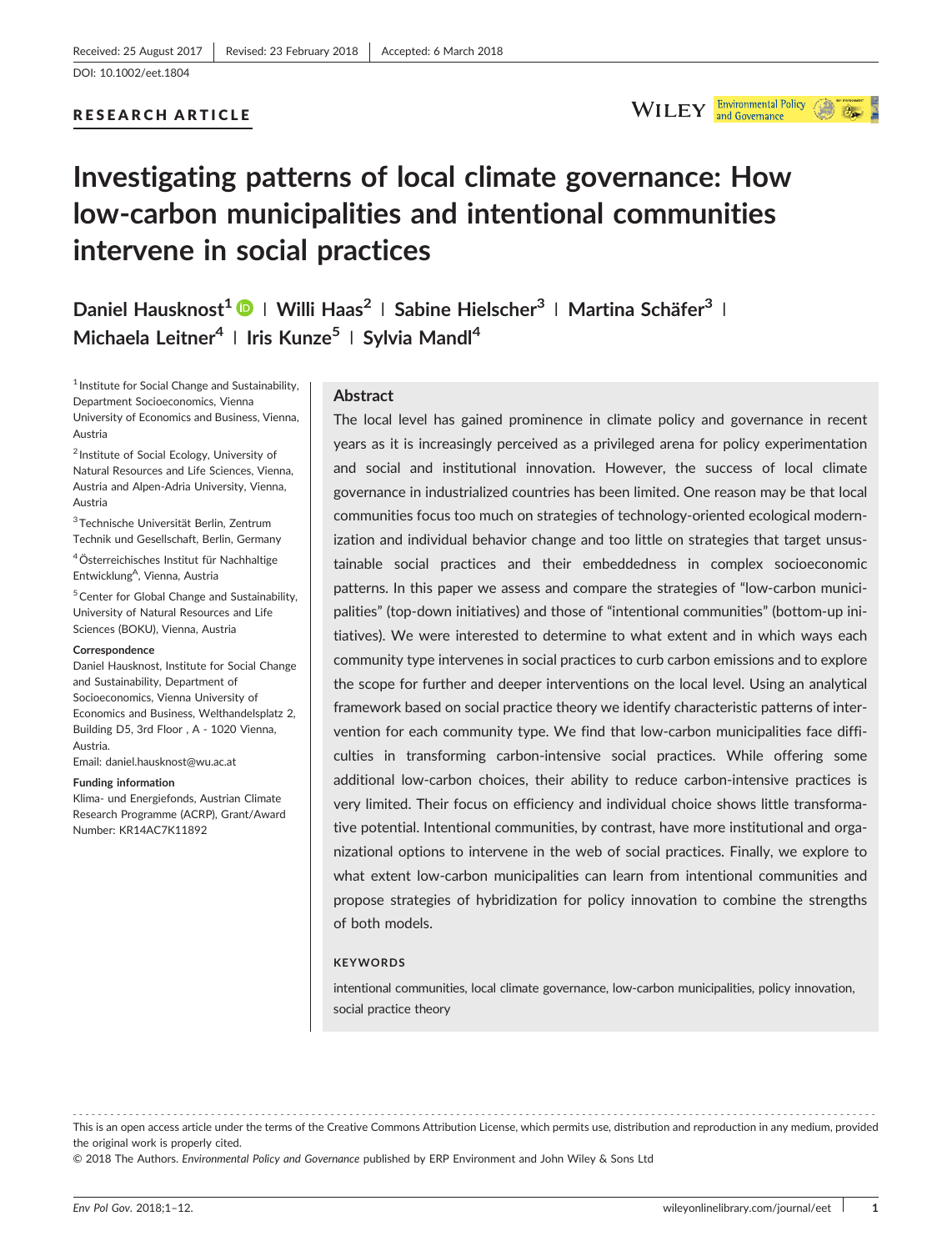Received: 25 August 2017 | Revised: 23 February 2018 | Accepted: 6 March 2018

DOI: 10.1002/eet.1804

RESEARCH ARTICLE

# Investigating patterns of local climate governance: How low-carbon municipalities and intentional communities intervene in social practices

**Daniel Hausknost[1] | Willi Haas[2] | Sabine Hielscher[3] | Martina Schäfer[3] | Michaela Leitner[4] | Iris Kunze[5] | Sylvia Mandl[4]**

[1] Institute for Social Change and Sustainability, Department Socioeconomics, Vienna University of Economics and Business, Vienna, Austria

[2] Institute of Social Ecology, University of Natural Resources and Life Sciences, Vienna, Austria and Alpen-Adria University, Vienna, Austria

[3] Technische Universität Berlin, Zentrum Technik und Gesellschaft, Berlin, Germany

[4] Österreichisches Institut für Nachhaltige Entwicklung[A], Vienna, Austria

[5] Center for Global Change and Sustainability, University of Natural Resources and Life Sciences (BOKU), Vienna, Austria

**Correspondence**
Daniel Hausknost, Institute for Social Change and Sustainability, Department of Socioeconomics, Vienna University of Economics and Business, Welthandelsplatz 2, Building D5, 3rd Floor , A - 1020 Vienna, Austria.
Email: daniel.hausknost@wu.ac.at

**Funding information**
Klima- und Energiefonds, Austrian Climate Research Programme (ACRP), Grant/Award Number: KR14AC7K11892

## Abstract

The local level has gained prominence in climate policy and governance in recent years as it is increasingly perceived as a privileged arena for policy experimentation and social and institutional innovation. However, the success of local climate governance in industrialized countries has been limited. One reason may be that local communities focus too much on strategies of technology-oriented ecological modernization and individual behavior change and too little on strategies that target unsustainable social practices and their embeddedness in complex socioeconomic patterns. In this paper we assess and compare the strategies of "low-carbon municipalities" (top-down initiatives) and those of "intentional communities" (bottom-up initiatives). We were interested to determine to what extent and in which ways each community type intervenes in social practices to curb carbon emissions and to explore the scope for further and deeper interventions on the local level. Using an analytical framework based on social practice theory we identify characteristic patterns of intervention for each community type. We find that low-carbon municipalities face difficulties in transforming carbon-intensive social practices. While offering some additional low-carbon choices, their ability to reduce carbon-intensive practices is very limited. Their focus on efficiency and individual choice shows little transformative potential. Intentional communities, by contrast, have more institutional and organizational options to intervene in the web of social practices. Finally, we explore to what extent low-carbon municipalities can learn from intentional communities and propose strategies of hybridization for policy innovation to combine the strengths of both models.

**KEYWORDS**

intentional communities, local climate governance, low-carbon municipalities, policy innovation, social practice theory

---

This is an open access article under the terms of the Creative Commons Attribution License, which permits use, distribution and reproduction in any medium, provided the original work is properly cited.

© 2018 The Authors. *Environmental Policy and Governance* published by ERP Environment and John Wiley & Sons Ltd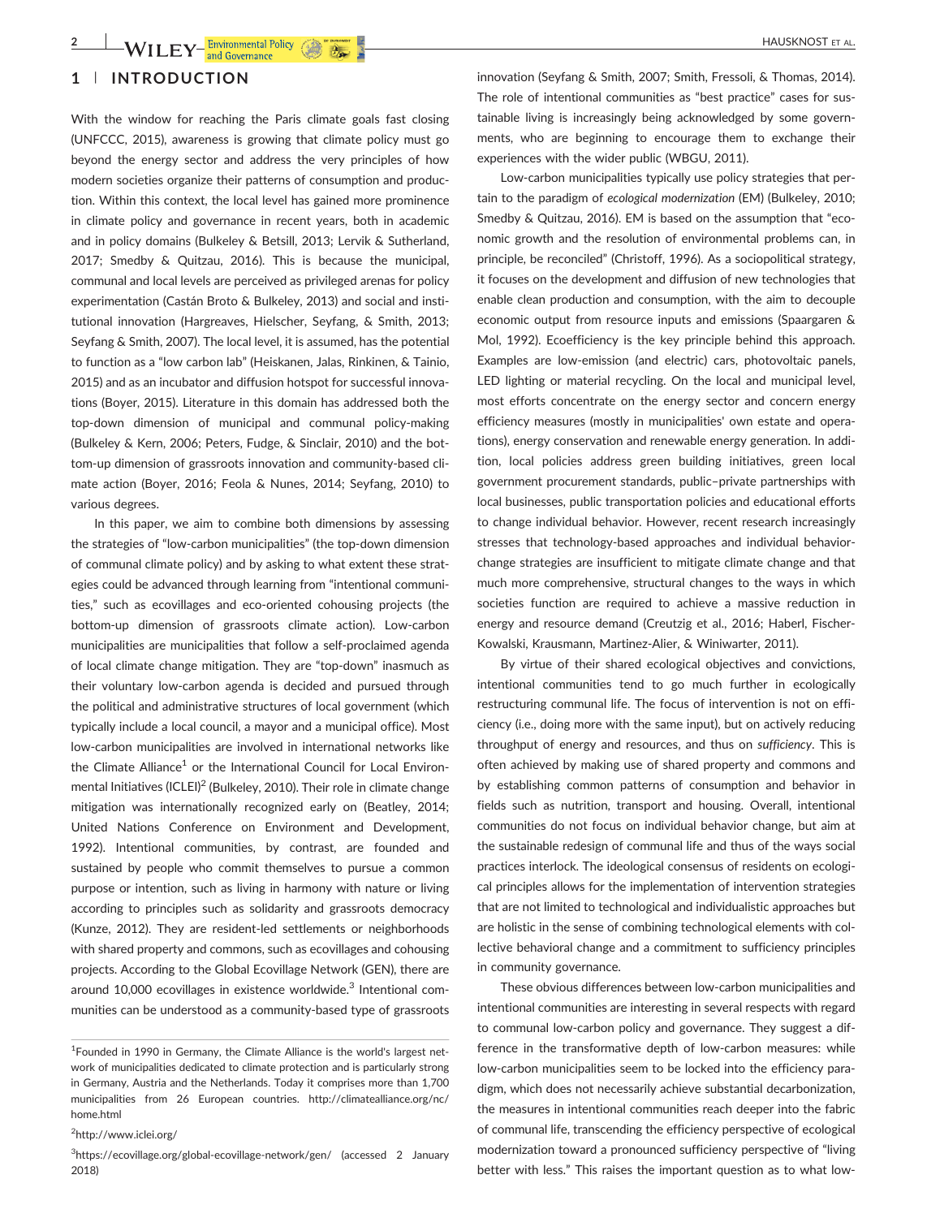## 1 | INTRODUCTION

With the window for reaching the Paris climate goals fast closing (UNFCCC, 2015), awareness is growing that climate policy must go beyond the energy sector and address the very principles of how modern societies organize their patterns of consumption and production. Within this context, the local level has gained more prominence in climate policy and governance in recent years, both in academic and in policy domains (Bulkeley & Betsill, 2013; Lervik & Sutherland, 2017; Smedby & Quitzau, 2016). This is because the municipal, communal and local levels are perceived as privileged arenas for policy experimentation (Castán Broto & Bulkeley, 2013) and social and institutional innovation (Hargreaves, Hielscher, Seyfang, & Smith, 2013; Seyfang & Smith, 2007). The local level, it is assumed, has the potential to function as a "low carbon lab" (Heiskanen, Jalas, Rinkinen, & Tainio, 2015) and as an incubator and diffusion hotspot for successful innovations (Boyer, 2015). Literature in this domain has addressed both the top-down dimension of municipal and communal policy-making (Bulkeley & Kern, 2006; Peters, Fudge, & Sinclair, 2010) and the bottom-up dimension of grassroots innovation and community-based climate action (Boyer, 2016; Feola & Nunes, 2014; Seyfang, 2010) to various degrees.

In this paper, we aim to combine both dimensions by assessing the strategies of "low-carbon municipalities" (the top-down dimension of communal climate policy) and by asking to what extent these strategies could be advanced through learning from "intentional communities," such as ecovillages and eco-oriented cohousing projects (the bottom-up dimension of grassroots climate action). Low-carbon municipalities are municipalities that follow a self-proclaimed agenda of local climate change mitigation. They are "top-down" inasmuch as their voluntary low-carbon agenda is decided and pursued through the political and administrative structures of local government (which typically include a local council, a mayor and a municipal office). Most low-carbon municipalities are involved in international networks like the Climate Alliance[1] or the International Council for Local Environmental Initiatives (ICLEI)[2] (Bulkeley, 2010). Their role in climate change mitigation was internationally recognized early on (Beatley, 2014; United Nations Conference on Environment and Development, 1992). Intentional communities, by contrast, are founded and sustained by people who commit themselves to pursue a common purpose or intention, such as living in harmony with nature or living according to principles such as solidarity and grassroots democracy (Kunze, 2012). They are resident-led settlements or neighborhoods with shared property and commons, such as ecovillages and cohousing projects. According to the Global Ecovillage Network (GEN), there are around 10,000 ecovillages in existence worldwide.[3] Intentional communities can be understood as a community-based type of grassroots innovation (Seyfang & Smith, 2007; Smith, Fressoli, & Thomas, 2014). The role of intentional communities as "best practice" cases for sustainable living is increasingly being acknowledged by some governments, who are beginning to encourage them to exchange their experiences with the wider public (WBGU, 2011).

Low-carbon municipalities typically use policy strategies that pertain to the paradigm of *ecological modernization* (EM) (Bulkeley, 2010; Smedby & Quitzau, 2016). EM is based on the assumption that "economic growth and the resolution of environmental problems can, in principle, be reconciled" (Christoff, 1996). As a sociopolitical strategy, it focuses on the development and diffusion of new technologies that enable clean production and consumption, with the aim to decouple economic output from resource inputs and emissions (Spaargaren & Mol, 1992). Ecoefficiency is the key principle behind this approach. Examples are low-emission (and electric) cars, photovoltaic panels, LED lighting or material recycling. On the local and municipal level, most efforts concentrate on the energy sector and concern energy efficiency measures (mostly in municipalities' own estate and operations), energy conservation and renewable energy generation. In addition, local policies address green building initiatives, green local government procurement standards, public–private partnerships with local businesses, public transportation policies and educational efforts to change individual behavior. However, recent research increasingly stresses that technology-based approaches and individual behavior-change strategies are insufficient to mitigate climate change and that much more comprehensive, structural changes to the ways in which societies function are required to achieve a massive reduction in energy and resource demand (Creutzig et al., 2016; Haberl, Fischer-Kowalski, Krausmann, Martinez-Alier, & Winiwarter, 2011).

By virtue of their shared ecological objectives and convictions, intentional communities tend to go much further in ecologically restructuring communal life. The focus of intervention is not on efficiency (i.e., doing more with the same input), but on actively reducing throughput of energy and resources, and thus on *sufficiency*. This is often achieved by making use of shared property and commons and by establishing common patterns of consumption and behavior in fields such as nutrition, transport and housing. Overall, intentional communities do not focus on individual behavior change, but aim at the sustainable redesign of communal life and thus of the ways social practices interlock. The ideological consensus of residents on ecological principles allows for the implementation of intervention strategies that are not limited to technological and individualistic approaches but are holistic in the sense of combining technological elements with collective behavioral change and a commitment to sufficiency principles in community governance.

These obvious differences between low-carbon municipalities and intentional communities are interesting in several respects with regard to communal low-carbon policy and governance. They suggest a difference in the transformative depth of low-carbon measures: while low-carbon municipalities seem to be locked into the efficiency paradigm, which does not necessarily achieve substantial decarbonization, the measures in intentional communities reach deeper into the fabric of communal life, transcending the efficiency perspective of ecological modernization toward a pronounced sufficiency perspective of "living better with less." This raises the important question as to what low-

---

[1] Founded in 1990 in Germany, the Climate Alliance is the world's largest network of municipalities dedicated to climate protection and is particularly strong in Germany, Austria and the Netherlands. Today it comprises more than 1,700 municipalities from 26 European countries. http://climatealliance.org/nc/home.html

[2] http://www.iclei.org/

[3] https://ecovillage.org/global-ecovillage-network/gen/ (accessed 2 January 2018)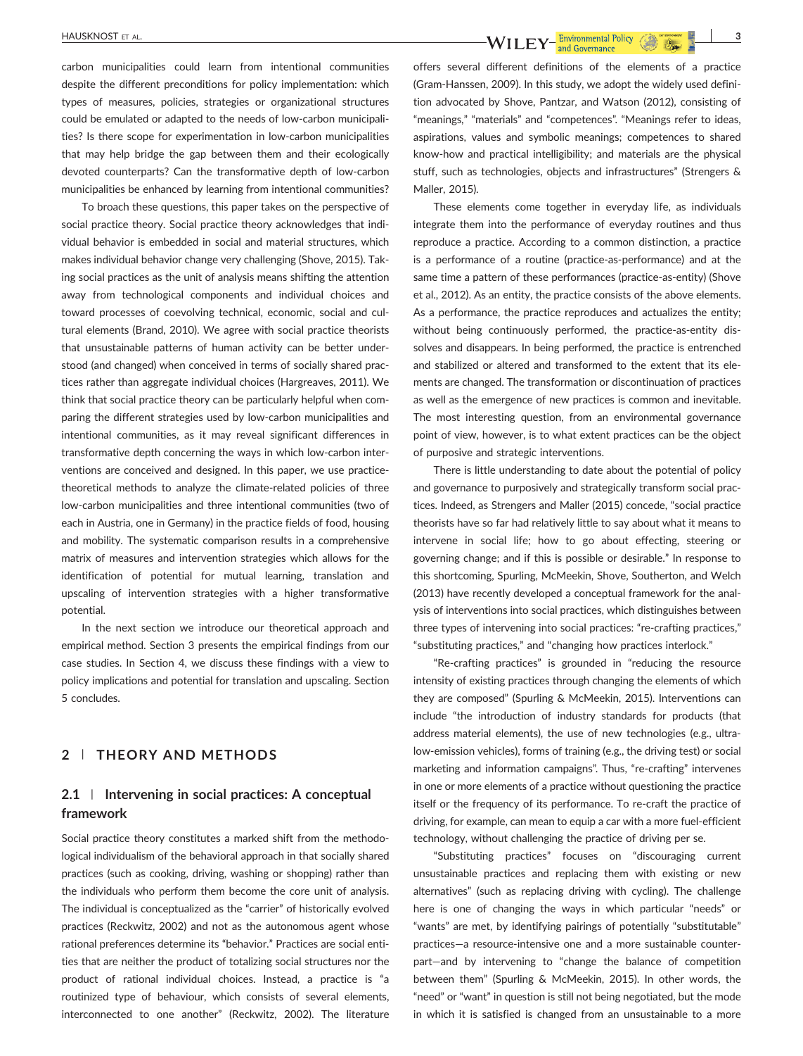carbon municipalities could learn from intentional communities despite the different preconditions for policy implementation: which types of measures, policies, strategies or organizational structures could be emulated or adapted to the needs of low-carbon municipalities? Is there scope for experimentation in low-carbon municipalities that may help bridge the gap between them and their ecologically devoted counterparts? Can the transformative depth of low-carbon municipalities be enhanced by learning from intentional communities?

To broach these questions, this paper takes on the perspective of social practice theory. Social practice theory acknowledges that individual behavior is embedded in social and material structures, which makes individual behavior change very challenging (Shove, 2015). Taking social practices as the unit of analysis means shifting the attention away from technological components and individual choices and toward processes of coevolving technical, economic, social and cultural elements (Brand, 2010). We agree with social practice theorists that unsustainable patterns of human activity can be better understood (and changed) when conceived in terms of socially shared practices rather than aggregate individual choices (Hargreaves, 2011). We think that social practice theory can be particularly helpful when comparing the different strategies used by low-carbon municipalities and intentional communities, as it may reveal significant differences in transformative depth concerning the ways in which low-carbon interventions are conceived and designed. In this paper, we use practice-theoretical methods to analyze the climate-related policies of three low-carbon municipalities and three intentional communities (two of each in Austria, one in Germany) in the practice fields of food, housing and mobility. The systematic comparison results in a comprehensive matrix of measures and intervention strategies which allows for the identification of potential for mutual learning, translation and upscaling of intervention strategies with a higher transformative potential.

In the next section we introduce our theoretical approach and empirical method. Section 3 presents the empirical findings from our case studies. In Section 4, we discuss these findings with a view to policy implications and potential for translation and upscaling. Section 5 concludes.

## 2 | THEORY AND METHODS

### 2.1 | Intervening in social practices: A conceptual framework

Social practice theory constitutes a marked shift from the methodological individualism of the behavioral approach in that socially shared practices (such as cooking, driving, washing or shopping) rather than the individuals who perform them become the core unit of analysis. The individual is conceptualized as the "carrier" of historically evolved practices (Reckwitz, 2002) and not as the autonomous agent whose rational preferences determine its "behavior." Practices are social entities that are neither the product of totalizing social structures nor the product of rational individual choices. Instead, a practice is "a routinized type of behaviour, which consists of several elements, interconnected to one another" (Reckwitz, 2002). The literature offers several different definitions of the elements of a practice (Gram-Hanssen, 2009). In this study, we adopt the widely used definition advocated by Shove, Pantzar, and Watson (2012), consisting of "meanings," "materials" and "competences". "Meanings refer to ideas, aspirations, values and symbolic meanings; competences to shared know-how and practical intelligibility; and materials are the physical stuff, such as technologies, objects and infrastructures" (Strengers & Maller, 2015).

These elements come together in everyday life, as individuals integrate them into the performance of everyday routines and thus reproduce a practice. According to a common distinction, a practice is a performance of a routine (practice-as-performance) and at the same time a pattern of these performances (practice-as-entity) (Shove et al., 2012). As an entity, the practice consists of the above elements. As a performance, the practice reproduces and actualizes the entity; without being continuously performed, the practice-as-entity dissolves and disappears. In being performed, the practice is entrenched and stabilized or altered and transformed to the extent that its elements are changed. The transformation or discontinuation of practices as well as the emergence of new practices is common and inevitable. The most interesting question, from an environmental governance point of view, however, is to what extent practices can be the object of purposive and strategic interventions.

There is little understanding to date about the potential of policy and governance to purposively and strategically transform social practices. Indeed, as Strengers and Maller (2015) concede, "social practice theorists have so far had relatively little to say about what it means to intervene in social life; how to go about effecting, steering or governing change; and if this is possible or desirable." In response to this shortcoming, Spurling, McMeekin, Shove, Southerton, and Welch (2013) have recently developed a conceptual framework for the analysis of interventions into social practices, which distinguishes between three types of intervening into social practices: "re-crafting practices," "substituting practices," and "changing how practices interlock."

"Re-crafting practices" is grounded in "reducing the resource intensity of existing practices through changing the elements of which they are composed" (Spurling & McMeekin, 2015). Interventions can include "the introduction of industry standards for products (that address material elements), the use of new technologies (e.g., ultra-low-emission vehicles), forms of training (e.g., the driving test) or social marketing and information campaigns". Thus, "re-crafting" intervenes in one or more elements of a practice without questioning the practice itself or the frequency of its performance. To re-craft the practice of driving, for example, can mean to equip a car with a more fuel-efficient technology, without challenging the practice of driving per se.

"Substituting practices" focuses on "discouraging current unsustainable practices and replacing them with existing or new alternatives" (such as replacing driving with cycling). The challenge here is one of changing the ways in which particular "needs" or "wants" are met, by identifying pairings of potentially "substitutable" practices—a resource-intensive one and a more sustainable counterpart—and by intervening to "change the balance of competition between them" (Spurling & McMeekin, 2015). In other words, the "need" or "want" in question is still not being negotiated, but the mode in which it is satisfied is changed from an unsustainable to a more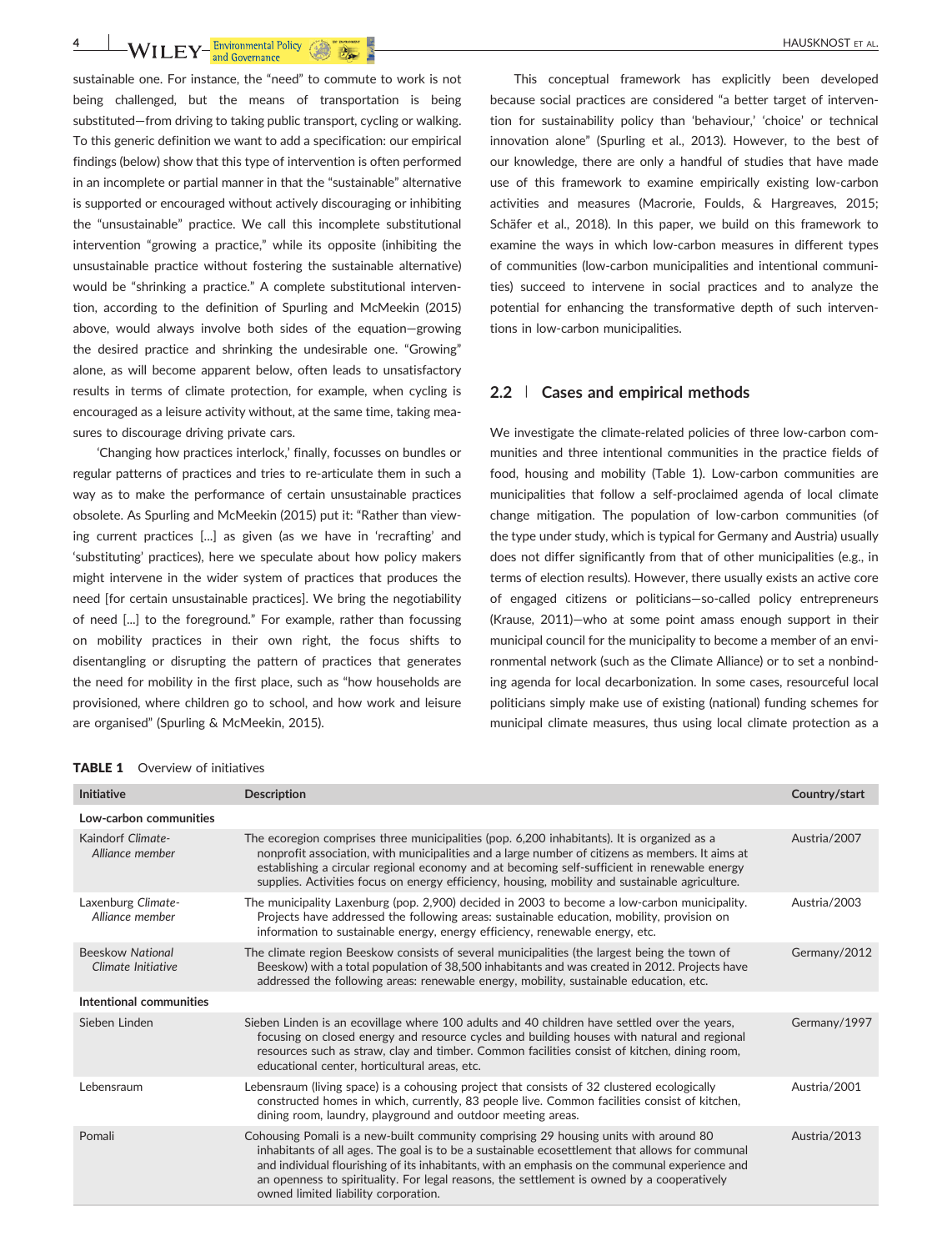sustainable one. For instance, the "need" to commute to work is not being challenged, but the means of transportation is being substituted—from driving to taking public transport, cycling or walking. To this generic definition we want to add a specification: our empirical findings (below) show that this type of intervention is often performed in an incomplete or partial manner in that the "sustainable" alternative is supported or encouraged without actively discouraging or inhibiting the "unsustainable" practice. We call this incomplete substitutional intervention "growing a practice," while its opposite (inhibiting the unsustainable practice without fostering the sustainable alternative) would be "shrinking a practice." A complete substitutional intervention, according to the definition of Spurling and McMeekin (2015) above, would always involve both sides of the equation—growing the desired practice and shrinking the undesirable one. "Growing" alone, as will become apparent below, often leads to unsatisfactory results in terms of climate protection, for example, when cycling is encouraged as a leisure activity without, at the same time, taking measures to discourage driving private cars.

'Changing how practices interlock,' finally, focusses on bundles or regular patterns of practices and tries to re-articulate them in such a way as to make the performance of certain unsustainable practices obsolete. As Spurling and McMeekin (2015) put it: "Rather than viewing current practices [...] as given (as we have in 'recrafting' and 'substituting' practices), here we speculate about how policy makers might intervene in the wider system of practices that produces the need [for certain unsustainable practices]. We bring the negotiability of need [...] to the foreground." For example, rather than focussing on mobility practices in their own right, the focus shifts to disentangling or disrupting the pattern of practices that generates the need for mobility in the first place, such as "how households are provisioned, where children go to school, and how work and leisure are organised" (Spurling & McMeekin, 2015).

This conceptual framework has explicitly been developed because social practices are considered "a better target of intervention for sustainability policy than 'behaviour,' 'choice' or technical innovation alone" (Spurling et al., 2013). However, to the best of our knowledge, there are only a handful of studies that have made use of this framework to examine empirically existing low-carbon activities and measures (Macrorie, Foulds, & Hargreaves, 2015; Schäfer et al., 2018). In this paper, we build on this framework to examine the ways in which low-carbon measures in different types of communities (low-carbon municipalities and intentional communities) succeed to intervene in social practices and to analyze the potential for enhancing the transformative depth of such interventions in low-carbon municipalities.

## 2.2 | Cases and empirical methods

We investigate the climate-related policies of three low-carbon communities and three intentional communities in the practice fields of food, housing and mobility (Table 1). Low-carbon communities are municipalities that follow a self-proclaimed agenda of local climate change mitigation. The population of low-carbon communities (of the type under study, which is typical for Germany and Austria) usually does not differ significantly from that of other municipalities (e.g., in terms of election results). However, there usually exists an active core of engaged citizens or politicians—so-called policy entrepreneurs (Krause, 2011)—who at some point amass enough support in their municipal council for the municipality to become a member of an environmental network (such as the Climate Alliance) or to set a nonbinding agenda for local decarbonization. In some cases, resourceful local politicians simply make use of existing (national) funding schemes for municipal climate measures, thus using local climate protection as a

**TABLE 1** Overview of initiatives

| Initiative | Description | Country/start |
|---|---|---|
| **Low-carbon communities** | | |
| Kaindorf *Climate-Alliance member* | The ecoregion comprises three municipalities (pop. 6,200 inhabitants). It is organized as a nonprofit association, with municipalities and a large number of citizens as members. It aims at establishing a circular regional economy and at becoming self-sufficient in renewable energy supplies. Activities focus on energy efficiency, housing, mobility and sustainable agriculture. | Austria/2007 |
| Laxenburg *Climate-Alliance member* | The municipality Laxenburg (pop. 2,900) decided in 2003 to become a low-carbon municipality. Projects have addressed the following areas: sustainable education, mobility, provision on information to sustainable energy, energy efficiency, renewable energy, etc. | Austria/2003 |
| Beeskow *National Climate Initiative* | The climate region Beeskow consists of several municipalities (the largest being the town of Beeskow) with a total population of 38,500 inhabitants and was created in 2012. Projects have addressed the following areas: renewable energy, mobility, sustainable education, etc. | Germany/2012 |
| **Intentional communities** | | |
| Sieben Linden | Sieben Linden is an ecovillage where 100 adults and 40 children have settled over the years, focusing on closed energy and resource cycles and building houses with natural and regional resources such as straw, clay and timber. Common facilities consist of kitchen, dining room, educational center, horticultural areas, etc. | Germany/1997 |
| Lebensraum | Lebensraum (living space) is a cohousing project that consists of 32 clustered ecologically constructed homes in which, currently, 83 people live. Common facilities consist of kitchen, dining room, laundry, playground and outdoor meeting areas. | Austria/2001 |
| Pomali | Cohousing Pomali is a new-built community comprising 29 housing units with around 80 inhabitants of all ages. The goal is to be a sustainable ecosettlement that allows for communal and individual flourishing of its inhabitants, with an emphasis on the communal experience and an openness to spirituality. For legal reasons, the settlement is owned by a cooperatively owned limited liability corporation. | Austria/2013 |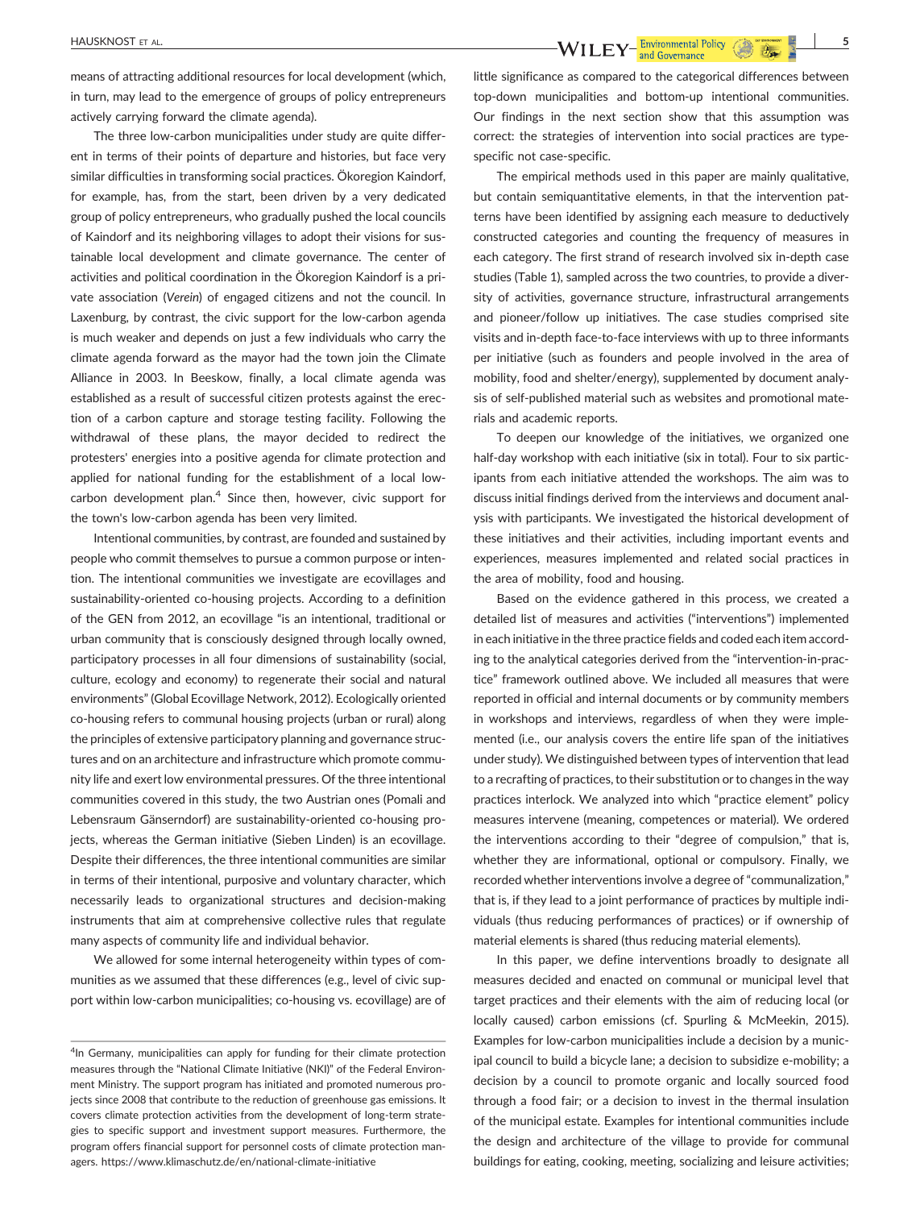means of attracting additional resources for local development (which, in turn, may lead to the emergence of groups of policy entrepreneurs actively carrying forward the climate agenda).

The three low-carbon municipalities under study are quite different in terms of their points of departure and histories, but face very similar difficulties in transforming social practices. Ökoregion Kaindorf, for example, has, from the start, been driven by a very dedicated group of policy entrepreneurs, who gradually pushed the local councils of Kaindorf and its neighboring villages to adopt their visions for sustainable local development and climate governance. The center of activities and political coordination in the Ökoregion Kaindorf is a private association (*Verein*) of engaged citizens and not the council. In Laxenburg, by contrast, the civic support for the low-carbon agenda is much weaker and depends on just a few individuals who carry the climate agenda forward as the mayor had the town join the Climate Alliance in 2003. In Beeskow, finally, a local climate agenda was established as a result of successful citizen protests against the erection of a carbon capture and storage testing facility. Following the withdrawal of these plans, the mayor decided to redirect the protesters' energies into a positive agenda for climate protection and applied for national funding for the establishment of a local low-carbon development plan.[4] Since then, however, civic support for the town's low-carbon agenda has been very limited.

Intentional communities, by contrast, are founded and sustained by people who commit themselves to pursue a common purpose or intention. The intentional communities we investigate are ecovillages and sustainability-oriented co-housing projects. According to a definition of the GEN from 2012, an ecovillage "is an intentional, traditional or urban community that is consciously designed through locally owned, participatory processes in all four dimensions of sustainability (social, culture, ecology and economy) to regenerate their social and natural environments" (Global Ecovillage Network, 2012). Ecologically oriented co-housing refers to communal housing projects (urban or rural) along the principles of extensive participatory planning and governance structures and on an architecture and infrastructure which promote community life and exert low environmental pressures. Of the three intentional communities covered in this study, the two Austrian ones (Pomali and Lebensraum Gänserndorf) are sustainability-oriented co-housing projects, whereas the German initiative (Sieben Linden) is an ecovillage. Despite their differences, the three intentional communities are similar in terms of their intentional, purposive and voluntary character, which necessarily leads to organizational structures and decision-making instruments that aim at comprehensive collective rules that regulate many aspects of community life and individual behavior.

We allowed for some internal heterogeneity within types of communities as we assumed that these differences (e.g., level of civic support within low-carbon municipalities; co-housing vs. ecovillage) are of little significance as compared to the categorical differences between top-down municipalities and bottom-up intentional communities. Our findings in the next section show that this assumption was correct: the strategies of intervention into social practices are type-specific not case-specific.

The empirical methods used in this paper are mainly qualitative, but contain semiquantitative elements, in that the intervention patterns have been identified by assigning each measure to deductively constructed categories and counting the frequency of measures in each category. The first strand of research involved six in-depth case studies (Table 1), sampled across the two countries, to provide a diversity of activities, governance structure, infrastructural arrangements and pioneer/follow up initiatives. The case studies comprised site visits and in-depth face-to-face interviews with up to three informants per initiative (such as founders and people involved in the area of mobility, food and shelter/energy), supplemented by document analysis of self-published material such as websites and promotional materials and academic reports.

To deepen our knowledge of the initiatives, we organized one half-day workshop with each initiative (six in total). Four to six participants from each initiative attended the workshops. The aim was to discuss initial findings derived from the interviews and document analysis with participants. We investigated the historical development of these initiatives and their activities, including important events and experiences, measures implemented and related social practices in the area of mobility, food and housing.

Based on the evidence gathered in this process, we created a detailed list of measures and activities ("interventions") implemented in each initiative in the three practice fields and coded each item according to the analytical categories derived from the "intervention-in-practice" framework outlined above. We included all measures that were reported in official and internal documents or by community members in workshops and interviews, regardless of when they were implemented (i.e., our analysis covers the entire life span of the initiatives under study). We distinguished between types of intervention that lead to a recrafting of practices, to their substitution or to changes in the way practices interlock. We analyzed into which "practice element" policy measures intervene (meaning, competences or material). We ordered the interventions according to their "degree of compulsion," that is, whether they are informational, optional or compulsory. Finally, we recorded whether interventions involve a degree of "communalization," that is, if they lead to a joint performance of practices by multiple individuals (thus reducing performances of practices) or if ownership of material elements is shared (thus reducing material elements).

In this paper, we define interventions broadly to designate all measures decided and enacted on communal or municipal level that target practices and their elements with the aim of reducing local (or locally caused) carbon emissions (cf. Spurling & McMeekin, 2015). Examples for low-carbon municipalities include a decision by a municipal council to build a bicycle lane; a decision to subsidize e-mobility; a decision by a council to promote organic and locally sourced food through a food fair; or a decision to invest in the thermal insulation of the municipal estate. Examples for intentional communities include the design and architecture of the village to provide for communal buildings for eating, cooking, meeting, socializing and leisure activities;

---

[4] In Germany, municipalities can apply for funding for their climate protection measures through the "National Climate Initiative (NKI)" of the Federal Environment Ministry. The support program has initiated and promoted numerous projects since 2008 that contribute to the reduction of greenhouse gas emissions. It covers climate protection activities from the development of long-term strategies to specific support and investment support measures. Furthermore, the program offers financial support for personnel costs of climate protection managers. https://www.klimaschutz.de/en/national-climate-initiative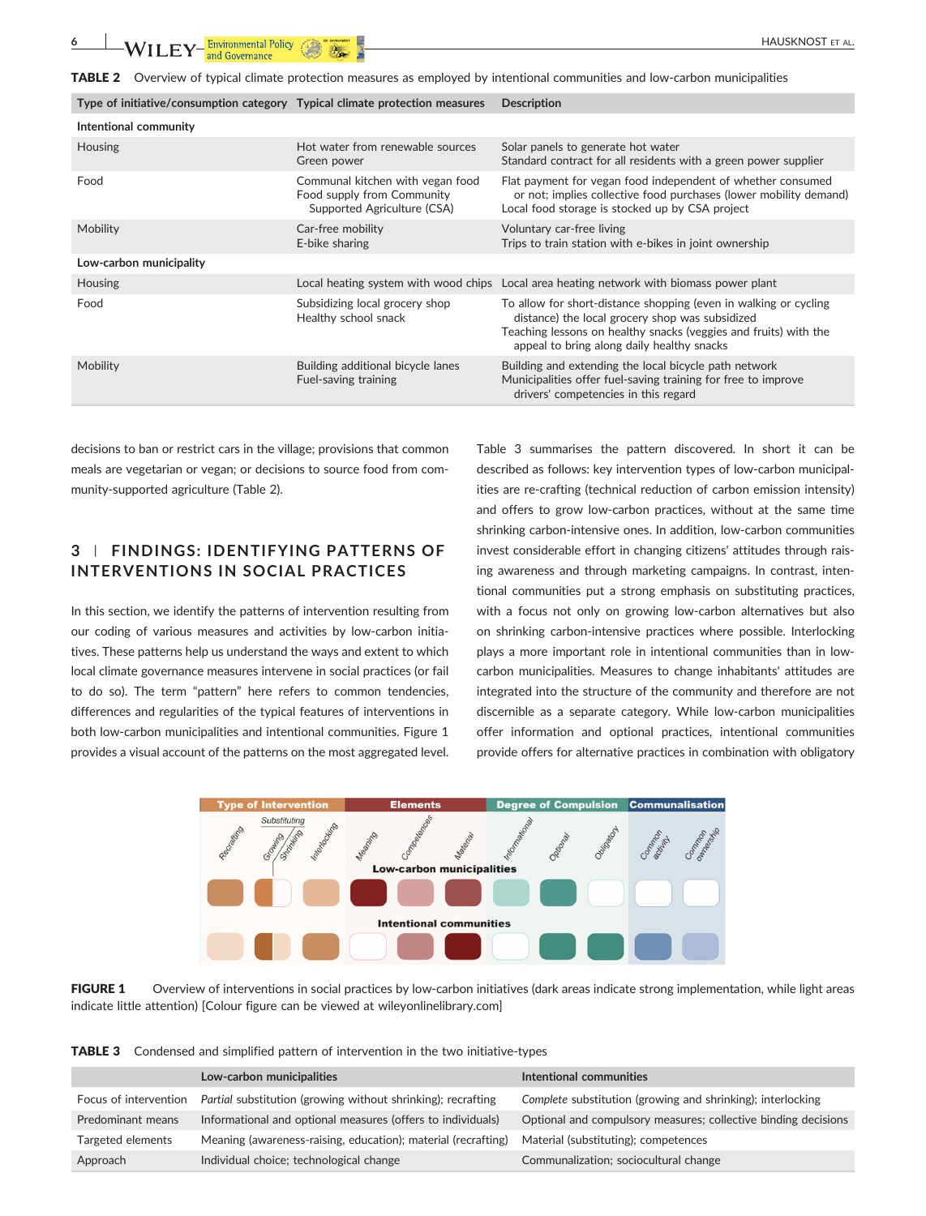**TABLE 2** Overview of typical climate protection measures as employed by intentional communities and low-carbon municipalities

| Type of initiative/consumption category | Typical climate protection measures | Description |
|---|---|---|
| **Intentional community** | | |
| Housing | Hot water from renewable sources<br>Green power | Solar panels to generate hot water<br>Standard contract for all residents with a green power supplier |
| Food | Communal kitchen with vegan food<br>Food supply from Community Supported Agriculture (CSA) | Flat payment for vegan food independent of whether consumed or not; implies collective food purchases (lower mobility demand)<br>Local food storage is stocked up by CSA project |
| Mobility | Car-free mobility<br>E-bike sharing | Voluntary car-free living<br>Trips to train station with e-bikes in joint ownership |
| **Low-carbon municipality** | | |
| Housing | Local heating system with wood chips | Local area heating network with biomass power plant |
| Food | Subsidizing local grocery shop<br>Healthy school snack | To allow for short-distance shopping (even in walking or cycling distance) the local grocery shop was subsidized<br>Teaching lessons on healthy snacks (veggies and fruits) with the appeal to bring along daily healthy snacks |
| Mobility | Building additional bicycle lanes<br>Fuel-saving training | Building and extending the local bicycle path network<br>Municipalities offer fuel-saving training for free to improve drivers' competencies in this regard |

decisions to ban or restrict cars in the village; provisions that common meals are vegetarian or vegan; or decisions to source food from community-supported agriculture (Table 2).

## 3 | FINDINGS: IDENTIFYING PATTERNS OF INTERVENTIONS IN SOCIAL PRACTICES

In this section, we identify the patterns of intervention resulting from our coding of various measures and activities by low-carbon initiatives. These patterns help us understand the ways and extent to which local climate governance measures intervene in social practices (or fail to do so). The term "pattern" here refers to common tendencies, differences and regularities of the typical features of interventions in both low-carbon municipalities and intentional communities. Figure 1 provides a visual account of the patterns on the most aggregated level.

Table 3 summarises the pattern discovered. In short it can be described as follows: key intervention types of low-carbon municipalities are re-crafting (technical reduction of carbon emission intensity) and offers to grow low-carbon practices, without at the same time shrinking carbon-intensive ones. In addition, low-carbon communities invest considerable effort in changing citizens' attitudes through raising awareness and through marketing campaigns. In contrast, intentional communities put a strong emphasis on substituting practices, with a focus not only on growing low-carbon alternatives but also on shrinking carbon-intensive practices where possible. Interlocking plays a more important role in intentional communities than in low-carbon municipalities. Measures to change inhabitants' attitudes are integrated into the structure of the community and therefore are not discernible as a separate category. While low-carbon municipalities offer information and optional practices, intentional communities provide offers for alternative practices in combination with obligatory

**FIGURE 1** Overview of interventions in social practices by low-carbon initiatives (dark areas indicate strong implementation, while light areas indicate little attention) [Colour figure can be viewed at wileyonlinelibrary.com]

**TABLE 3** Condensed and simplified pattern of intervention in the two initiative-types

| | Low-carbon municipalities | Intentional communities |
|---|---|---|
| Focus of intervention | *Partial* substitution (growing without shrinking); recrafting | *Complete* substitution (growing and shrinking); interlocking |
| Predominant means | Informational and optional measures (offers to individuals) | Optional and compulsory measures; collective binding decisions |
| Targeted elements | Meaning (awareness-raising, education); material (recrafting) | Material (substituting); competences |
| Approach | Individual choice; technological change | Communalization; sociocultural change |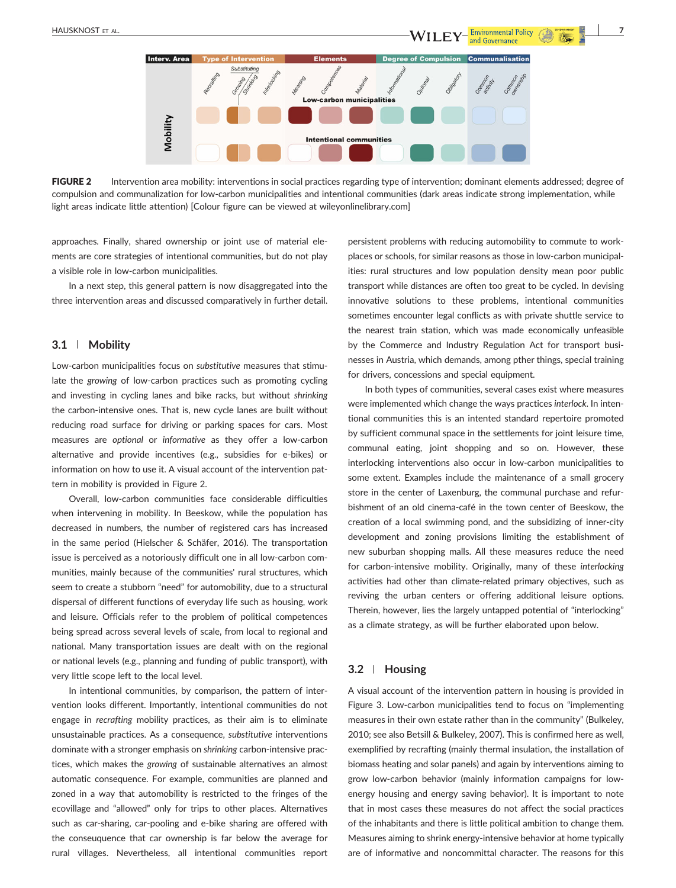**FIGURE 2** Intervention area mobility: interventions in social practices regarding type of intervention; dominant elements addressed; degree of compulsion and communalization for low-carbon municipalities and intentional communities (dark areas indicate strong implementation, while light areas indicate little attention) [Colour figure can be viewed at wileyonlinelibrary.com]

approaches. Finally, shared ownership or joint use of material elements are core strategies of intentional communities, but do not play a visible role in low-carbon municipalities.

In a next step, this general pattern is now disaggregated into the three intervention areas and discussed comparatively in further detail.

## 3.1 | Mobility

Low-carbon municipalities focus on *substitutive* measures that stimulate the *growing* of low-carbon practices such as promoting cycling and investing in cycling lanes and bike racks, but without *shrinking* the carbon-intensive ones. That is, new cycle lanes are built without reducing road surface for driving or parking spaces for cars. Most measures are *optional* or *informative* as they offer a low-carbon alternative and provide incentives (e.g., subsidies for e-bikes) or information on how to use it. A visual account of the intervention pattern in mobility is provided in Figure 2.

Overall, low-carbon communities face considerable difficulties when intervening in mobility. In Beeskow, while the population has decreased in numbers, the number of registered cars has increased in the same period (Hielscher & Schäfer, 2016). The transportation issue is perceived as a notoriously difficult one in all low-carbon communities, mainly because of the communities' rural structures, which seem to create a stubborn "need" for automobility, due to a structural dispersal of different functions of everyday life such as housing, work and leisure. Officials refer to the problem of political competences being spread across several levels of scale, from local to regional and national. Many transportation issues are dealt with on the regional or national levels (e.g., planning and funding of public transport), with very little scope left to the local level.

In intentional communities, by comparison, the pattern of intervention looks different. Importantly, intentional communities do not engage in *recrafting* mobility practices, as their aim is to eliminate unsustainable practices. As a consequence, *substitutive* interventions dominate with a stronger emphasis on *shrinking* carbon-intensive practices, which makes the *growing* of sustainable alternatives an almost automatic consequence. For example, communities are planned and zoned in a way that automobility is restricted to the fringes of the ecovillage and "allowed" only for trips to other places. Alternatives such as car-sharing, car-pooling and e-bike sharing are offered with the conseuquence that car ownership is far below the average for rural villages. Nevertheless, all intentional communities report persistent problems with reducing automobility to commute to workplaces or schools, for similar reasons as those in low-carbon municipalities: rural structures and low population density mean poor public transport while distances are often too great to be cycled. In devising innovative solutions to these problems, intentional communities sometimes encounter legal conflicts as with private shuttle service to the nearest train station, which was made economically unfeasible by the Commerce and Industry Regulation Act for transport businesses in Austria, which demands, among pther things, special training for drivers, concessions and special equipment.

In both types of communities, several cases exist where measures were implemented which change the ways practices *interlock*. In intentional communities this is an intented standard repertoire promoted by sufficient communal space in the settlements for joint leisure time, communal eating, joint shopping and so on. However, these interlocking interventions also occur in low-carbon municipalities to some extent. Examples include the maintenance of a small grocery store in the center of Laxenburg, the communal purchase and refurbishment of an old cinema-café in the town center of Beeskow, the creation of a local swimming pond, and the subsidizing of inner-city development and zoning provisions limiting the establishment of new suburban shopping malls. All these measures reduce the need for carbon-intensive mobility. Originally, many of these *interlocking* activities had other than climate-related primary objectives, such as reviving the urban centers or offering additional leisure options. Therein, however, lies the largely untapped potential of "interlocking" as a climate strategy, as will be further elaborated upon below.

## 3.2 | Housing

A visual account of the intervention pattern in housing is provided in Figure 3. Low-carbon municipalities tend to focus on "implementing measures in their own estate rather than in the community" (Bulkeley, 2010; see also Betsill & Bulkeley, 2007). This is confirmed here as well, exemplified by recrafting (mainly thermal insulation, the installation of biomass heating and solar panels) and again by interventions aiming to grow low-carbon behavior (mainly information campaigns for low-energy housing and energy saving behavior). It is important to note that in most cases these measures do not affect the social practices of the inhabitants and there is little political ambition to change them. Measures aiming to shrink energy-intensive behavior at home typically are of informative and noncommittal character. The reasons for this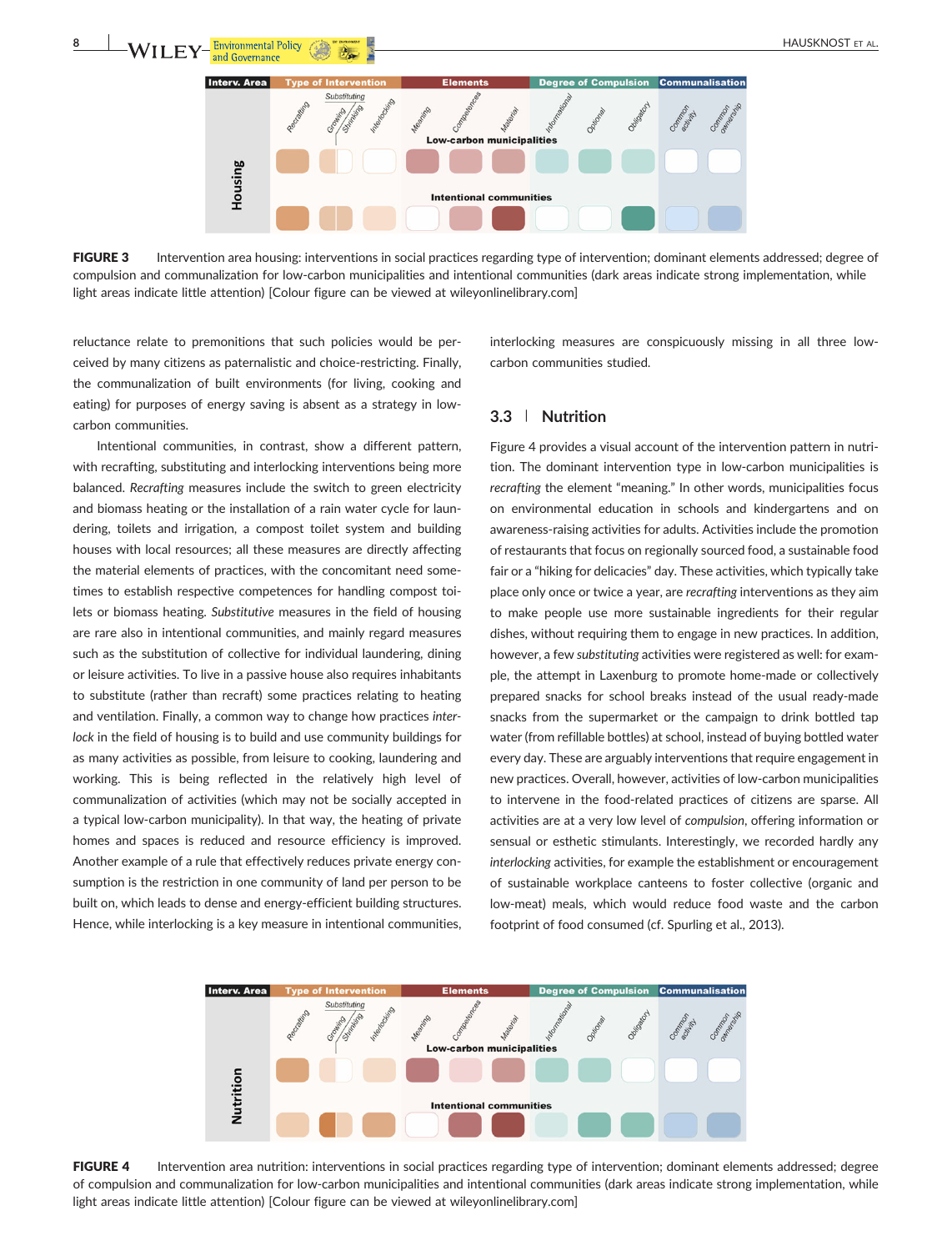FIGURE 3 Intervention area housing: interventions in social practices regarding type of intervention; dominant elements addressed; degree of compulsion and communalization for low-carbon municipalities and intentional communities (dark areas indicate strong implementation, while light areas indicate little attention) [Colour figure can be viewed at wileyonlinelibrary.com]

reluctance relate to premonitions that such policies would be perceived by many citizens as paternalistic and choice-restricting. Finally, the communalization of built environments (for living, cooking and eating) for purposes of energy saving is absent as a strategy in low-carbon communities.

Intentional communities, in contrast, show a different pattern, with recrafting, substituting and interlocking interventions being more balanced. *Recrafting* measures include the switch to green electricity and biomass heating or the installation of a rain water cycle for laundering, toilets and irrigation, a compost toilet system and building houses with local resources; all these measures are directly affecting the material elements of practices, with the concomitant need sometimes to establish respective competences for handling compost toilets or biomass heating. *Substitutive* measures in the field of housing are rare also in intentional communities, and mainly regard measures such as the substitution of collective for individual laundering, dining or leisure activities. To live in a passive house also requires inhabitants to substitute (rather than recraft) some practices relating to heating and ventilation. Finally, a common way to change how practices *interlock* in the field of housing is to build and use community buildings for as many activities as possible, from leisure to cooking, laundering and working. This is being reflected in the relatively high level of communalization of activities (which may not be socially accepted in a typical low-carbon municipality). In that way, the heating of private homes and spaces is reduced and resource efficiency is improved. Another example of a rule that effectively reduces private energy consumption is the restriction in one community of land per person to be built on, which leads to dense and energy-efficient building structures. Hence, while interlocking is a key measure in intentional communities, interlocking measures are conspicuously missing in all three low-carbon communities studied.

## 3.3 | Nutrition

Figure 4 provides a visual account of the intervention pattern in nutrition. The dominant intervention type in low-carbon municipalities is *recrafting* the element "meaning." In other words, municipalities focus on environmental education in schools and kindergartens and on awareness-raising activities for adults. Activities include the promotion of restaurants that focus on regionally sourced food, a sustainable food fair or a "hiking for delicacies" day. These activities, which typically take place only once or twice a year, are *recrafting* interventions as they aim to make people use more sustainable ingredients for their regular dishes, without requiring them to engage in new practices. In addition, however, a few *substituting* activities were registered as well: for example, the attempt in Laxenburg to promote home-made or collectively prepared snacks for school breaks instead of the usual ready-made snacks from the supermarket or the campaign to drink bottled tap water (from refillable bottles) at school, instead of buying bottled water every day. These are arguably interventions that require engagement in new practices. Overall, however, activities of low-carbon municipalities to intervene in the food-related practices of citizens are sparse. All activities are at a very low level of *compulsion*, offering information or sensual or esthetic stimulants. Interestingly, we recorded hardly any *interlocking* activities, for example the establishment or encouragement of sustainable workplace canteens to foster collective (organic and low-meat) meals, which would reduce food waste and the carbon footprint of food consumed (cf. Spurling et al., 2013).

FIGURE 4 Intervention area nutrition: interventions in social practices regarding type of intervention; dominant elements addressed; degree of compulsion and communalization for low-carbon municipalities and intentional communities (dark areas indicate strong implementation, while light areas indicate little attention) [Colour figure can be viewed at wileyonlinelibrary.com]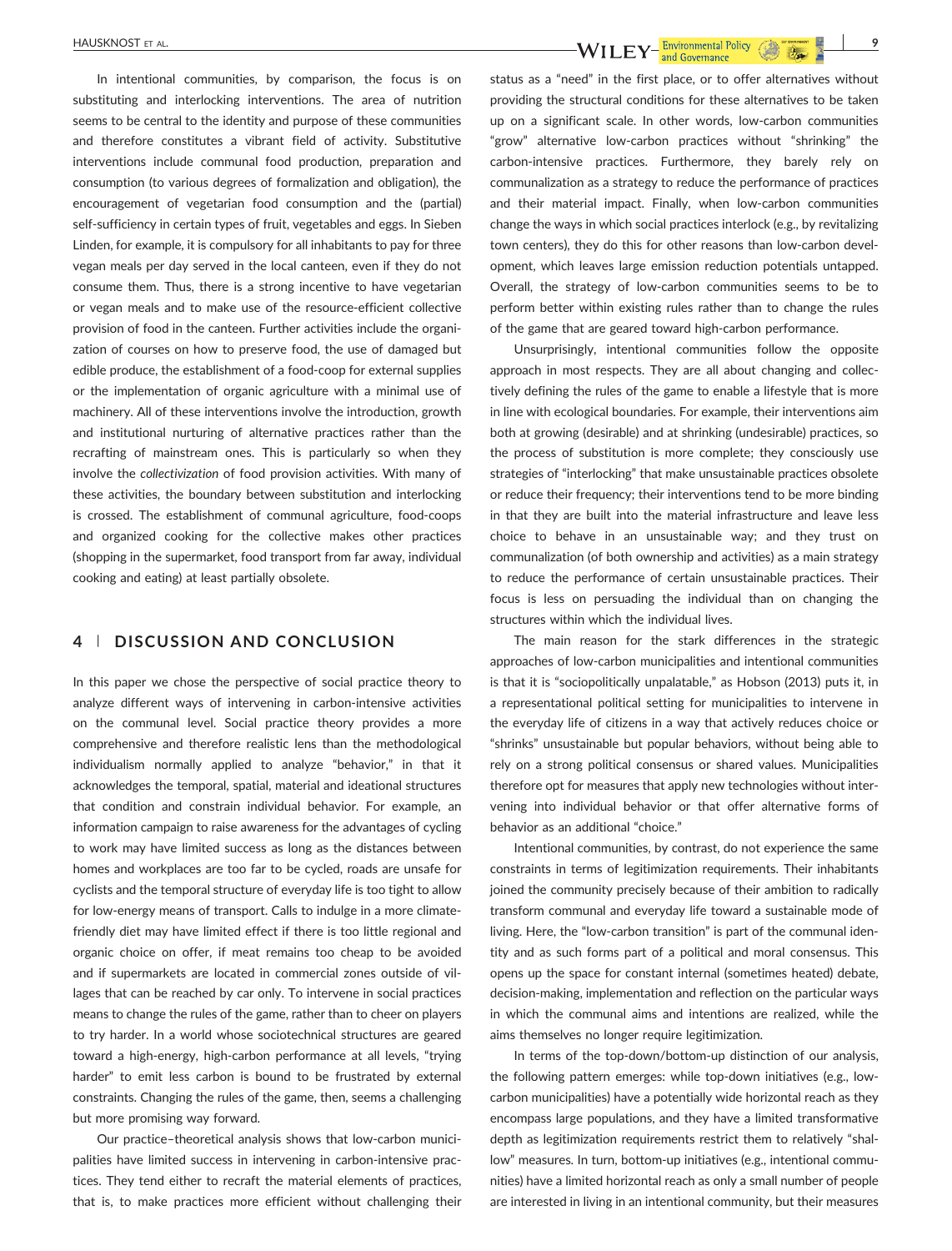In intentional communities, by comparison, the focus is on substituting and interlocking interventions. The area of nutrition seems to be central to the identity and purpose of these communities and therefore constitutes a vibrant field of activity. Substitutive interventions include communal food production, preparation and consumption (to various degrees of formalization and obligation), the encouragement of vegetarian food consumption and the (partial) self-sufficiency in certain types of fruit, vegetables and eggs. In Sieben Linden, for example, it is compulsory for all inhabitants to pay for three vegan meals per day served in the local canteen, even if they do not consume them. Thus, there is a strong incentive to have vegetarian or vegan meals and to make use of the resource-efficient collective provision of food in the canteen. Further activities include the organization of courses on how to preserve food, the use of damaged but edible produce, the establishment of a food-coop for external supplies or the implementation of organic agriculture with a minimal use of machinery. All of these interventions involve the introduction, growth and institutional nurturing of alternative practices rather than the recrafting of mainstream ones. This is particularly so when they involve the *collectivization* of food provision activities. With many of these activities, the boundary between substitution and interlocking is crossed. The establishment of communal agriculture, food-coops and organized cooking for the collective makes other practices (shopping in the supermarket, food transport from far away, individual cooking and eating) at least partially obsolete.

## 4 | DISCUSSION AND CONCLUSION

In this paper we chose the perspective of social practice theory to analyze different ways of intervening in carbon-intensive activities on the communal level. Social practice theory provides a more comprehensive and therefore realistic lens than the methodological individualism normally applied to analyze "behavior," in that it acknowledges the temporal, spatial, material and ideational structures that condition and constrain individual behavior. For example, an information campaign to raise awareness for the advantages of cycling to work may have limited success as long as the distances between homes and workplaces are too far to be cycled, roads are unsafe for cyclists and the temporal structure of everyday life is too tight to allow for low-energy means of transport. Calls to indulge in a more climate-friendly diet may have limited effect if there is too little regional and organic choice on offer, if meat remains too cheap to be avoided and if supermarkets are located in commercial zones outside of villages that can be reached by car only. To intervene in social practices means to change the rules of the game, rather than to cheer on players to try harder. In a world whose sociotechnical structures are geared toward a high-energy, high-carbon performance at all levels, "trying harder" to emit less carbon is bound to be frustrated by external constraints. Changing the rules of the game, then, seems a challenging but more promising way forward.

Our practice–theoretical analysis shows that low-carbon municipalities have limited success in intervening in carbon-intensive practices. They tend either to recraft the material elements of practices, that is, to make practices more efficient without challenging their status as a "need" in the first place, or to offer alternatives without providing the structural conditions for these alternatives to be taken up on a significant scale. In other words, low-carbon communities "grow" alternative low-carbon practices without "shrinking" the carbon-intensive practices. Furthermore, they barely rely on communalization as a strategy to reduce the performance of practices and their material impact. Finally, when low-carbon communities change the ways in which social practices interlock (e.g., by revitalizing town centers), they do this for other reasons than low-carbon development, which leaves large emission reduction potentials untapped. Overall, the strategy of low-carbon communities seems to be to perform better within existing rules rather than to change the rules of the game that are geared toward high-carbon performance.

Unsurprisingly, intentional communities follow the opposite approach in most respects. They are all about changing and collectively defining the rules of the game to enable a lifestyle that is more in line with ecological boundaries. For example, their interventions aim both at growing (desirable) and at shrinking (undesirable) practices, so the process of substitution is more complete; they consciously use strategies of "interlocking" that make unsustainable practices obsolete or reduce their frequency; their interventions tend to be more binding in that they are built into the material infrastructure and leave less choice to behave in an unsustainable way; and they trust on communalization (of both ownership and activities) as a main strategy to reduce the performance of certain unsustainable practices. Their focus is less on persuading the individual than on changing the structures within which the individual lives.

The main reason for the stark differences in the strategic approaches of low-carbon municipalities and intentional communities is that it is "sociopolitically unpalatable," as Hobson (2013) puts it, in a representational political setting for municipalities to intervene in the everyday life of citizens in a way that actively reduces choice or "shrinks" unsustainable but popular behaviors, without being able to rely on a strong political consensus or shared values. Municipalities therefore opt for measures that apply new technologies without intervening into individual behavior or that offer alternative forms of behavior as an additional "choice."

Intentional communities, by contrast, do not experience the same constraints in terms of legitimization requirements. Their inhabitants joined the community precisely because of their ambition to radically transform communal and everyday life toward a sustainable mode of living. Here, the "low-carbon transition" is part of the communal identity and as such forms part of a political and moral consensus. This opens up the space for constant internal (sometimes heated) debate, decision-making, implementation and reflection on the particular ways in which the communal aims and intentions are realized, while the aims themselves no longer require legitimization.

In terms of the top-down/bottom-up distinction of our analysis, the following pattern emerges: while top-down initiatives (e.g., low-carbon municipalities) have a potentially wide horizontal reach as they encompass large populations, and they have a limited transformative depth as legitimization requirements restrict them to relatively "shallow" measures. In turn, bottom-up initiatives (e.g., intentional communities) have a limited horizontal reach as only a small number of people are interested in living in an intentional community, but their measures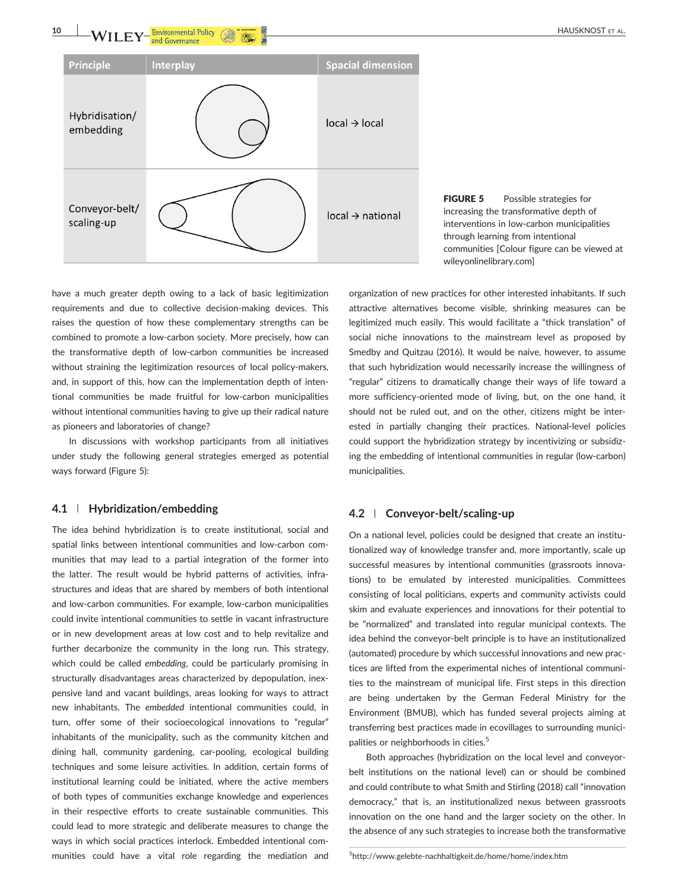| Principle | Interplay | Spacial dimension |
|---|---|---|
| Hybridisation/ embedding | | local → local |
| Conveyor-belt/ scaling-up | | local → national |

**FIGURE 5** Possible strategies for increasing the transformative depth of interventions in low-carbon municipalities through learning from intentional communities [Colour figure can be viewed at wileyonlinelibrary.com]

have a much greater depth owing to a lack of basic legitimization requirements and due to collective decision-making devices. This raises the question of how these complementary strengths can be combined to promote a low-carbon society. More precisely, how can the transformative depth of low-carbon communities be increased without straining the legitimization resources of local policy-makers, and, in support of this, how can the implementation depth of intentional communities be made fruitful for low-carbon municipalities without intentional communities having to give up their radical nature as pioneers and laboratories of change?

In discussions with workshop participants from all initiatives under study the following general strategies emerged as potential ways forward (Figure 5):

### 4.1 | Hybridization/embedding

The idea behind hybridization is to create institutional, social and spatial links between intentional communities and low-carbon communities that may lead to a partial integration of the former into the latter. The result would be hybrid patterns of activities, infrastructures and ideas that are shared by members of both intentional and low-carbon communities. For example, low-carbon municipalities could invite intentional communities to settle in vacant infrastructure or in new development areas at low cost and to help revitalize and further decarbonize the community in the long run. This strategy, which could be called *embedding*, could be particularly promising in structurally disadvantages areas characterized by depopulation, inexpensive land and vacant buildings, areas looking for ways to attract new inhabitants. The *embedded* intentional communities could, in turn, offer some of their socioecological innovations to "regular" inhabitants of the municipality, such as the community kitchen and dining hall, community gardening, car-pooling, ecological building techniques and some leisure activities. In addition, certain forms of institutional learning could be initiated, where the active members of both types of communities exchange knowledge and experiences in their respective efforts to create sustainable communities. This could lead to more strategic and deliberate measures to change the ways in which social practices interlock. Embedded intentional communities could have a vital role regarding the mediation and organization of new practices for other interested inhabitants. If such attractive alternatives become visible, shrinking measures can be legitimized much easily. This would facilitate a "thick translation" of social niche innovations to the mainstream level as proposed by Smedby and Quitzau (2016). It would be naive, however, to assume that such hybridization would necessarily increase the willingness of "regular" citizens to dramatically change their ways of life toward a more sufficiency-oriented mode of living, but, on the one hand, it should not be ruled out, and on the other, citizens might be interested in partially changing their practices. National-level policies could support the hybridization strategy by incentivizing or subsidizing the embedding of intentional communities in regular (low-carbon) municipalities.

### 4.2 | Conveyor-belt/scaling-up

On a national level, policies could be designed that create an institutionalized way of knowledge transfer and, more importantly, scale up successful measures by intentional communities (grassroots innovations) to be emulated by interested municipalities. Committees consisting of local politicians, experts and community activists could skim and evaluate experiences and innovations for their potential to be "normalized" and translated into regular municipal contexts. The idea behind the conveyor-belt principle is to have an institutionalized (automated) procedure by which successful innovations and new practices are lifted from the experimental niches of intentional communities to the mainstream of municipal life. First steps in this direction are being undertaken by the German Federal Ministry for the Environment (BMUB), which has funded several projects aiming at transferring best practices made in ecovillages to surrounding municipalities or neighborhoods in cities.[5]

Both approaches (hybridization on the local level and conveyor-belt institutions on the national level) can or should be combined and could contribute to what Smith and Stirling (2018) call "innovation democracy," that is, an institutionalized nexus between grassroots innovation on the one hand and the larger society on the other. In the absence of any such strategies to increase both the transformative

[5] http://www.gelebte-nachhaltigkeit.de/home/home/index.htm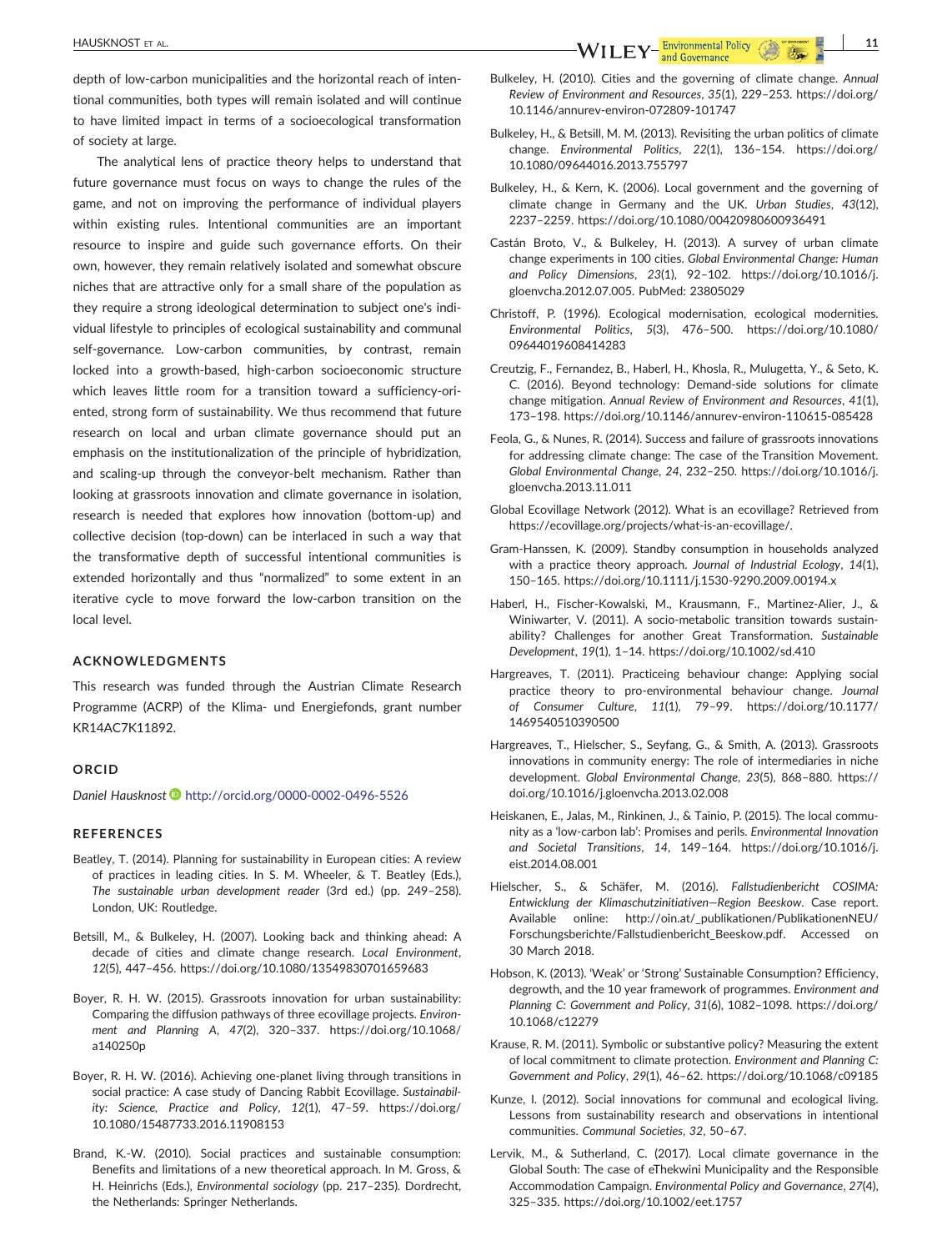depth of low-carbon municipalities and the horizontal reach of intentional communities, both types will remain isolated and will continue to have limited impact in terms of a socioecological transformation of society at large.

The analytical lens of practice theory helps to understand that future governance must focus on ways to change the rules of the game, and not on improving the performance of individual players within existing rules. Intentional communities are an important resource to inspire and guide such governance efforts. On their own, however, they remain relatively isolated and somewhat obscure niches that are attractive only for a small share of the population as they require a strong ideological determination to subject one's individual lifestyle to principles of ecological sustainability and communal self-governance. Low-carbon communities, by contrast, remain locked into a growth-based, high-carbon socioeconomic structure which leaves little room for a transition toward a sufficiency-oriented, strong form of sustainability. We thus recommend that future research on local and urban climate governance should put an emphasis on the institutionalization of the principle of hybridization, and scaling-up through the conveyor-belt mechanism. Rather than looking at grassroots innovation and climate governance in isolation, research is needed that explores how innovation (bottom-up) and collective decision (top-down) can be interlaced in such a way that the transformative depth of successful intentional communities is extended horizontally and thus "normalized" to some extent in an iterative cycle to move forward the low-carbon transition on the local level.

## ACKNOWLEDGMENTS

This research was funded through the Austrian Climate Research Programme (ACRP) of the Klima- und Energiefonds, grant number KR14AC7K11892.

## ORCID

*Daniel Hausknost* http://orcid.org/0000-0002-0496-5526

## REFERENCES

Beatley, T. (2014). Planning for sustainability in European cities: A review of practices in leading cities. In S. M. Wheeler, & T. Beatley (Eds.), *The sustainable urban development reader* (3rd ed.) (pp. 249–258). London, UK: Routledge.

Betsill, M., & Bulkeley, H. (2007). Looking back and thinking ahead: A decade of cities and climate change research. *Local Environment*, *12*(5), 447–456. https://doi.org/10.1080/13549830701659683

Boyer, R. H. W. (2015). Grassroots innovation for urban sustainability: Comparing the diffusion pathways of three ecovillage projects. *Environment and Planning A*, *47*(2), 320–337. https://doi.org/10.1068/a140250p

Boyer, R. H. W. (2016). Achieving one-planet living through transitions in social practice: A case study of Dancing Rabbit Ecovillage. *Sustainability: Science, Practice and Policy*, *12*(1), 47–59. https://doi.org/10.1080/15487733.2016.11908153

Brand, K.-W. (2010). Social practices and sustainable consumption: Benefits and limitations of a new theoretical approach. In M. Gross, & H. Heinrichs (Eds.), *Environmental sociology* (pp. 217–235). Dordrecht, the Netherlands: Springer Netherlands.

Bulkeley, H. (2010). Cities and the governing of climate change. *Annual Review of Environment and Resources*, *35*(1), 229–253. https://doi.org/10.1146/annurev-environ-072809-101747

Bulkeley, H., & Betsill, M. M. (2013). Revisiting the urban politics of climate change. *Environmental Politics*, *22*(1), 136–154. https://doi.org/10.1080/09644016.2013.755797

Bulkeley, H., & Kern, K. (2006). Local government and the governing of climate change in Germany and the UK. *Urban Studies*, *43*(12), 2237–2259. https://doi.org/10.1080/00420980600936491

Castán Broto, V., & Bulkeley, H. (2013). A survey of urban climate change experiments in 100 cities. *Global Environmental Change: Human and Policy Dimensions*, *23*(1), 92–102. https://doi.org/10.1016/j.gloenvcha.2012.07.005. PubMed: 23805029

Christoff, P. (1996). Ecological modernisation, ecological modernities. *Environmental Politics*, *5*(3), 476–500. https://doi.org/10.1080/09644019608414283

Creutzig, F., Fernandez, B., Haberl, H., Khosla, R., Mulugetta, Y., & Seto, K. C. (2016). Beyond technology: Demand-side solutions for climate change mitigation. *Annual Review of Environment and Resources*, *41*(1), 173–198. https://doi.org/10.1146/annurev-environ-110615-085428

Feola, G., & Nunes, R. (2014). Success and failure of grassroots innovations for addressing climate change: The case of the Transition Movement. *Global Environmental Change*, *24*, 232–250. https://doi.org/10.1016/j.gloenvcha.2013.11.011

Global Ecovillage Network (2012). What is an ecovillage? Retrieved from https://ecovillage.org/projects/what-is-an-ecovillage/.

Gram-Hanssen, K. (2009). Standby consumption in households analyzed with a practice theory approach. *Journal of Industrial Ecology*, *14*(1), 150–165. https://doi.org/10.1111/j.1530-9290.2009.00194.x

Haberl, H., Fischer-Kowalski, M., Krausmann, F., Martinez-Alier, J., & Winiwarter, V. (2011). A socio-metabolic transition towards sustainability? Challenges for another Great Transformation. *Sustainable Development*, *19*(1), 1–14. https://doi.org/10.1002/sd.410

Hargreaves, T. (2011). Practiceing behaviour change: Applying social practice theory to pro-environmental behaviour change. *Journal of Consumer Culture*, *11*(1), 79–99. https://doi.org/10.1177/1469540510390500

Hargreaves, T., Hielscher, S., Seyfang, G., & Smith, A. (2013). Grassroots innovations in community energy: The role of intermediaries in niche development. *Global Environmental Change*, *23*(5), 868–880. https://doi.org/10.1016/j.gloenvcha.2013.02.008

Heiskanen, E., Jalas, M., Rinkinen, J., & Tainio, P. (2015). The local community as a 'low-carbon lab': Promises and perils. *Environmental Innovation and Societal Transitions*, *14*, 149–164. https://doi.org/10.1016/j.eist.2014.08.001

Hielscher, S., & Schäfer, M. (2016). *Fallstudienbericht COSIMA: Entwicklung der Klimaschutzinitiativen—Region Beeskow*. Case report. Available online: http://oin.at/_publikationen/PublikationenNEU/Forschungsberichte/Fallstudienbericht_Beeskow.pdf. Accessed on 30 March 2018.

Hobson, K. (2013). 'Weak' or 'Strong' Sustainable Consumption? Efficiency, degrowth, and the 10 year framework of programmes. *Environment and Planning C: Government and Policy*, *31*(6), 1082–1098. https://doi.org/10.1068/c12279

Krause, R. M. (2011). Symbolic or substantive policy? Measuring the extent of local commitment to climate protection. *Environment and Planning C: Government and Policy*, *29*(1), 46–62. https://doi.org/10.1068/c09185

Kunze, I. (2012). Social innovations for communal and ecological living. Lessons from sustainability research and observations in intentional communities. *Communal Societies*, *32*, 50–67.

Lervik, M., & Sutherland, C. (2017). Local climate governance in the Global South: The case of eThekwini Municipality and the Responsible Accommodation Campaign. *Environmental Policy and Governance*, *27*(4), 325–335. https://doi.org/10.1002/eet.1757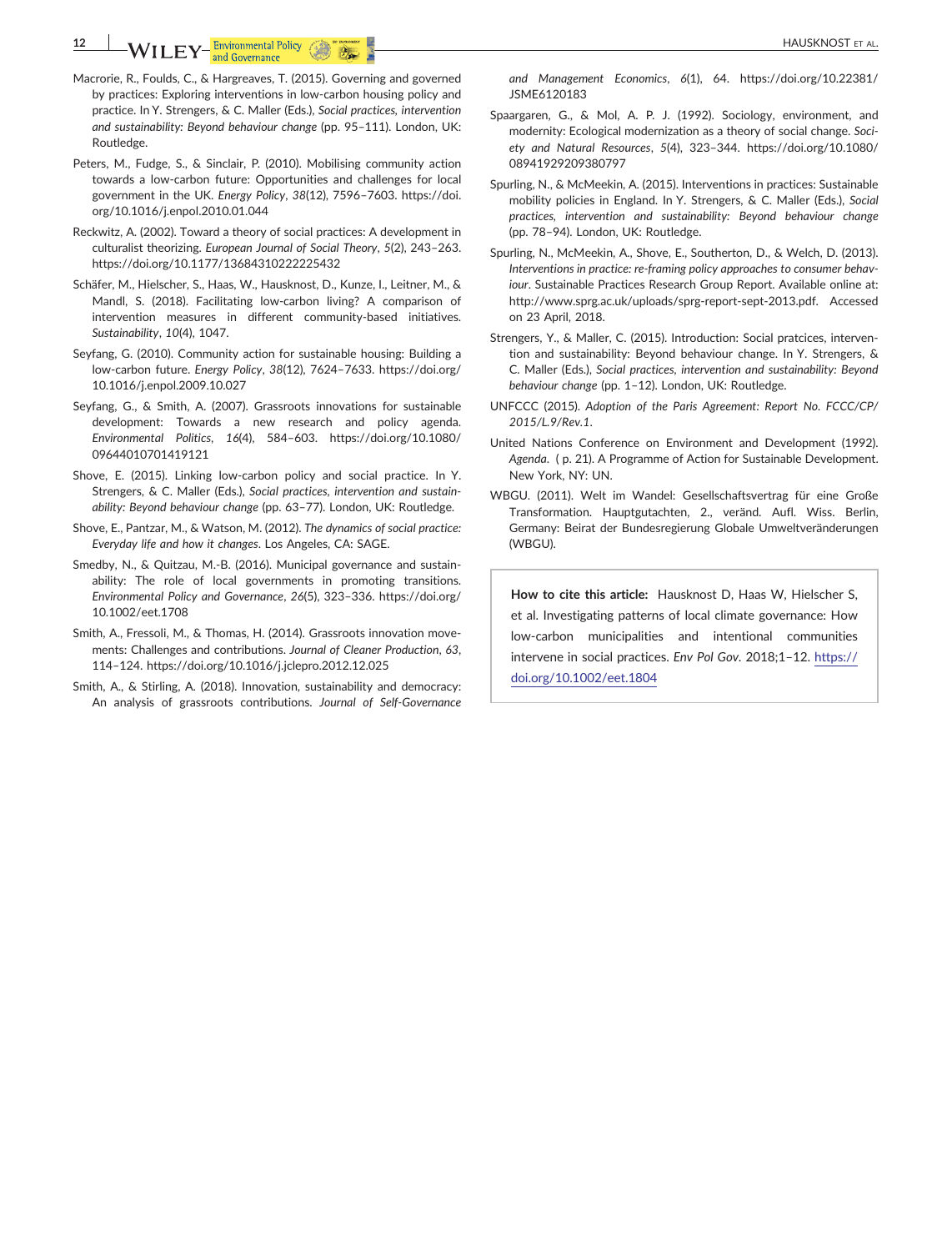Macrorie, R., Foulds, C., & Hargreaves, T. (2015). Governing and governed by practices: Exploring interventions in low-carbon housing policy and practice. In Y. Strengers, & C. Maller (Eds.), *Social practices, intervention and sustainability: Beyond behaviour change* (pp. 95–111). London, UK: Routledge.

Peters, M., Fudge, S., & Sinclair, P. (2010). Mobilising community action towards a low-carbon future: Opportunities and challenges for local government in the UK. *Energy Policy*, *38*(12), 7596–7603. https://doi.org/10.1016/j.enpol.2010.01.044

Reckwitz, A. (2002). Toward a theory of social practices: A development in culturalist theorizing. *European Journal of Social Theory*, *5*(2), 243–263. https://doi.org/10.1177/13684310222225432

Schäfer, M., Hielscher, S., Haas, W., Hausknost, D., Kunze, I., Leitner, M., & Mandl, S. (2018). Facilitating low-carbon living? A comparison of intervention measures in different community-based initiatives. *Sustainability*, *10*(4), 1047.

Seyfang, G. (2010). Community action for sustainable housing: Building a low-carbon future. *Energy Policy*, *38*(12), 7624–7633. https://doi.org/10.1016/j.enpol.2009.10.027

Seyfang, G., & Smith, A. (2007). Grassroots innovations for sustainable development: Towards a new research and policy agenda. *Environmental Politics*, *16*(4), 584–603. https://doi.org/10.1080/09644010701419121

Shove, E. (2015). Linking low-carbon policy and social practice. In Y. Strengers, & C. Maller (Eds.), *Social practices, intervention and sustainability: Beyond behaviour change* (pp. 63–77). London, UK: Routledge.

Shove, E., Pantzar, M., & Watson, M. (2012). *The dynamics of social practice: Everyday life and how it changes*. Los Angeles, CA: SAGE.

Smedby, N., & Quitzau, M.-B. (2016). Municipal governance and sustainability: The role of local governments in promoting transitions. *Environmental Policy and Governance*, *26*(5), 323–336. https://doi.org/10.1002/eet.1708

Smith, A., Fressoli, M., & Thomas, H. (2014). Grassroots innovation movements: Challenges and contributions. *Journal of Cleaner Production*, *63*, 114–124. https://doi.org/10.1016/j.jclepro.2012.12.025

Smith, A., & Stirling, A. (2018). Innovation, sustainability and democracy: An analysis of grassroots contributions. *Journal of Self-Governance and Management Economics*, *6*(1), 64. https://doi.org/10.22381/JSME6120183

Spaargaren, G., & Mol, A. P. J. (1992). Sociology, environment, and modernity: Ecological modernization as a theory of social change. *Society and Natural Resources*, *5*(4), 323–344. https://doi.org/10.1080/08941929209380797

Spurling, N., & McMeekin, A. (2015). Interventions in practices: Sustainable mobility policies in England. In Y. Strengers, & C. Maller (Eds.), *Social practices, intervention and sustainability: Beyond behaviour change* (pp. 78–94). London, UK: Routledge.

Spurling, N., McMeekin, A., Shove, E., Southerton, D., & Welch, D. (2013). *Interventions in practice: re-framing policy approaches to consumer behaviour*. Sustainable Practices Research Group Report. Available online at: http://www.sprg.ac.uk/uploads/sprg-report-sept-2013.pdf. Accessed on 23 April, 2018.

Strengers, Y., & Maller, C. (2015). Introduction: Social pratcices, intervention and sustainability: Beyond behaviour change. In Y. Strengers, & C. Maller (Eds.), *Social practices, intervention and sustainability: Beyond behaviour change* (pp. 1–12). London, UK: Routledge.

UNFCCC (2015). *Adoption of the Paris Agreement: Report No. FCCC/CP/2015/L.9/Rev.1*.

United Nations Conference on Environment and Development (1992). *Agenda*. ( p. 21). A Programme of Action for Sustainable Development. New York, NY: UN.

WBGU. (2011). Welt im Wandel: Gesellschaftsvertrag für eine Große Transformation. Hauptgutachten, 2., veränd. Aufl. Wiss. Berlin, Germany: Beirat der Bundesregierung Globale Umweltveränderungen (WBGU).

**How to cite this article:** Hausknost D, Haas W, Hielscher S, et al. Investigating patterns of local climate governance: How low-carbon municipalities and intentional communities intervene in social practices. *Env Pol Gov*. 2018;1–12. https://doi.org/10.1002/eet.1804